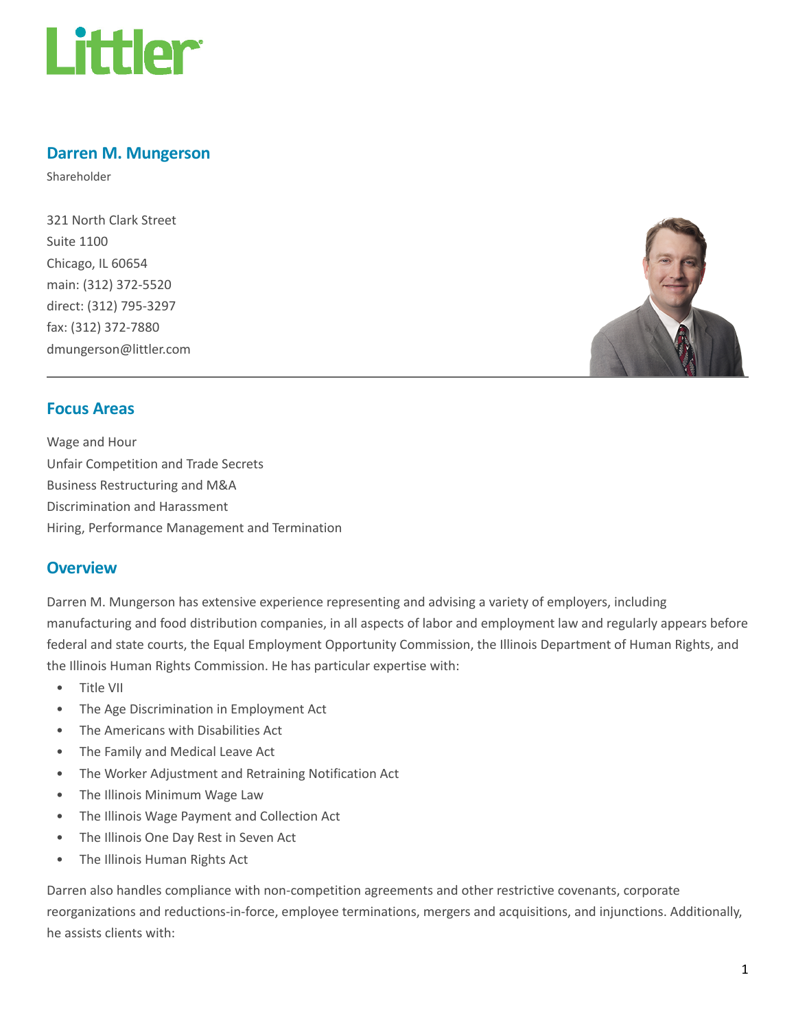Littler

# Darren M. Mungerson

Shareholder

321 North Clark Street
Suite 1100
Chicago, IL 60654
main: (312) 372-5520
direct: (312) 795-3297
fax: (312) 372-7880
dmungerson@littler.com

## Focus Areas

Wage and Hour
Unfair Competition and Trade Secrets
Business Restructuring and M&A
Discrimination and Harassment
Hiring, Performance Management and Termination

## Overview

Darren M. Mungerson has extensive experience representing and advising a variety of employers, including manufacturing and food distribution companies, in all aspects of labor and employment law and regularly appears before federal and state courts, the Equal Employment Opportunity Commission, the Illinois Department of Human Rights, and the Illinois Human Rights Commission. He has particular expertise with:

- Title VII
- The Age Discrimination in Employment Act
- The Americans with Disabilities Act
- The Family and Medical Leave Act
- The Worker Adjustment and Retraining Notification Act
- The Illinois Minimum Wage Law
- The Illinois Wage Payment and Collection Act
- The Illinois One Day Rest in Seven Act
- The Illinois Human Rights Act

Darren also handles compliance with non-competition agreements and other restrictive covenants, corporate reorganizations and reductions-in-force, employee terminations, mergers and acquisitions, and injunctions. Additionally, he assists clients with: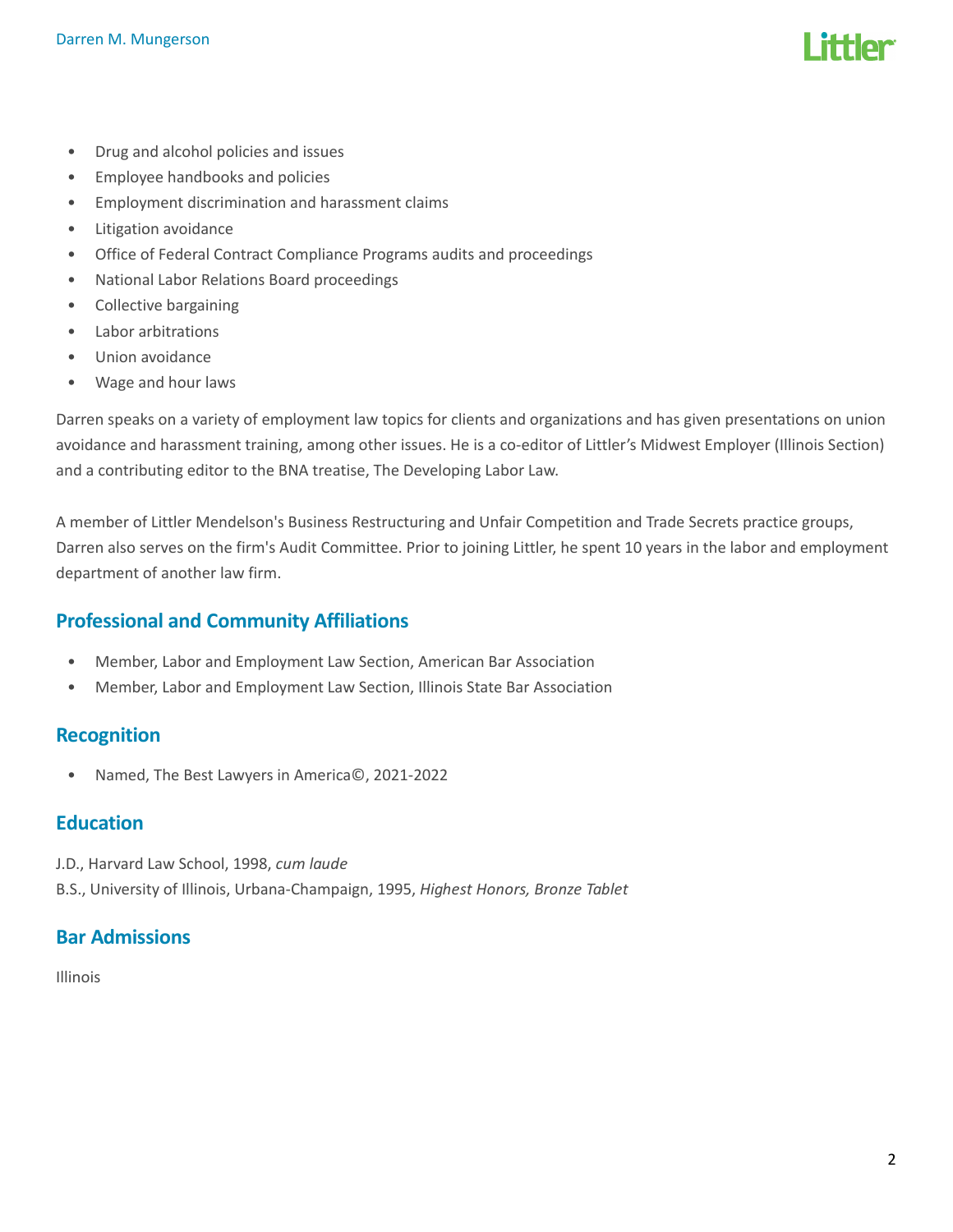- Drug and alcohol policies and issues
- Employee handbooks and policies
- Employment discrimination and harassment claims
- Litigation avoidance
- Office of Federal Contract Compliance Programs audits and proceedings
- National Labor Relations Board proceedings
- Collective bargaining
- Labor arbitrations
- Union avoidance
- Wage and hour laws

Darren speaks on a variety of employment law topics for clients and organizations and has given presentations on union avoidance and harassment training, among other issues. He is a co-editor of Littler's Midwest Employer (Illinois Section) and a contributing editor to the BNA treatise, The Developing Labor Law.

A member of Littler Mendelson's Business Restructuring and Unfair Competition and Trade Secrets practice groups, Darren also serves on the firm's Audit Committee. Prior to joining Littler, he spent 10 years in the labor and employment department of another law firm.

## Professional and Community Affiliations

- Member, Labor and Employment Law Section, American Bar Association
- Member, Labor and Employment Law Section, Illinois State Bar Association

## Recognition

- Named, The Best Lawyers in America©, 2021-2022

## Education

J.D., Harvard Law School, 1998, *cum laude*
B.S., University of Illinois, Urbana-Champaign, 1995, *Highest Honors, Bronze Tablet*

## Bar Admissions

Illinois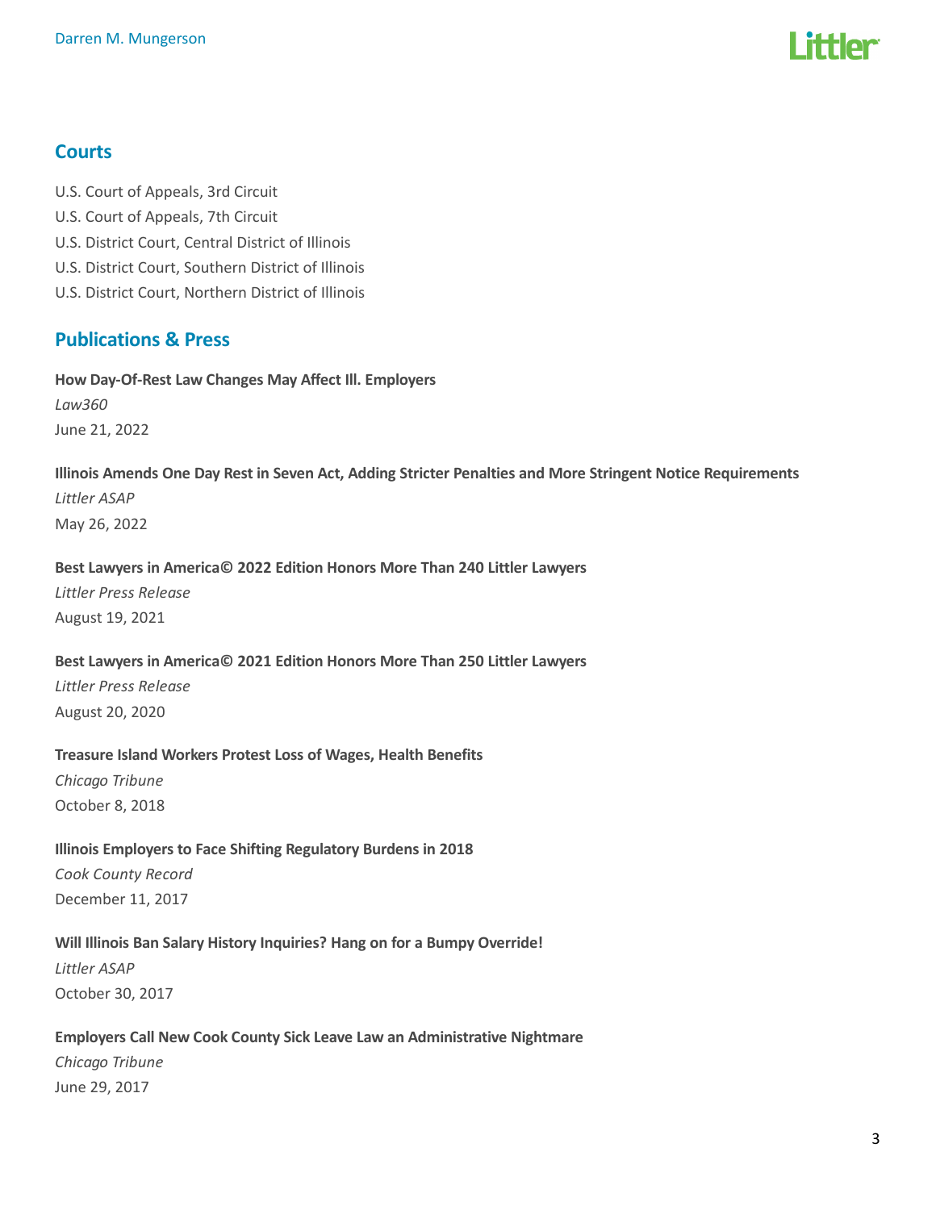## Courts

U.S. Court of Appeals, 3rd Circuit
U.S. Court of Appeals, 7th Circuit
U.S. District Court, Central District of Illinois
U.S. District Court, Southern District of Illinois
U.S. District Court, Northern District of Illinois

## Publications & Press

**How Day-Of-Rest Law Changes May Affect Ill. Employers**
*Law360*
June 21, 2022

**Illinois Amends One Day Rest in Seven Act, Adding Stricter Penalties and More Stringent Notice Requirements**
*Littler ASAP*
May 26, 2022

**Best Lawyers in America© 2022 Edition Honors More Than 240 Littler Lawyers**
*Littler Press Release*
August 19, 2021

**Best Lawyers in America© 2021 Edition Honors More Than 250 Littler Lawyers**
*Littler Press Release*
August 20, 2020

**Treasure Island Workers Protest Loss of Wages, Health Benefits**
*Chicago Tribune*
October 8, 2018

**Illinois Employers to Face Shifting Regulatory Burdens in 2018**
*Cook County Record*
December 11, 2017

**Will Illinois Ban Salary History Inquiries? Hang on for a Bumpy Override!**
*Littler ASAP*
October 30, 2017

**Employers Call New Cook County Sick Leave Law an Administrative Nightmare**
*Chicago Tribune*
June 29, 2017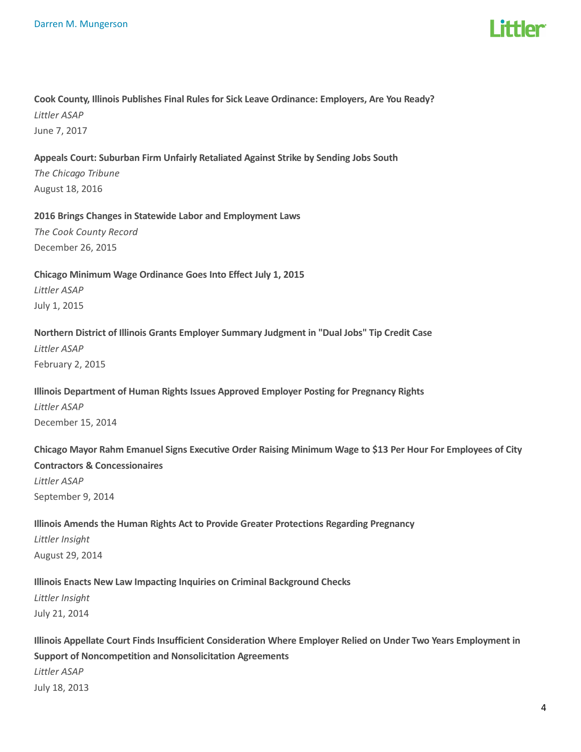**Cook County, Illinois Publishes Final Rules for Sick Leave Ordinance: Employers, Are You Ready?**
*Littler ASAP*
June 7, 2017

**Appeals Court: Suburban Firm Unfairly Retaliated Against Strike by Sending Jobs South**
*The Chicago Tribune*
August 18, 2016

**2016 Brings Changes in Statewide Labor and Employment Laws**
*The Cook County Record*
December 26, 2015

**Chicago Minimum Wage Ordinance Goes Into Effect July 1, 2015**
*Littler ASAP*
July 1, 2015

**Northern District of Illinois Grants Employer Summary Judgment in "Dual Jobs" Tip Credit Case**
*Littler ASAP*
February 2, 2015

**Illinois Department of Human Rights Issues Approved Employer Posting for Pregnancy Rights**
*Littler ASAP*
December 15, 2014

**Chicago Mayor Rahm Emanuel Signs Executive Order Raising Minimum Wage to $13 Per Hour For Employees of City Contractors & Concessionaires**
*Littler ASAP*
September 9, 2014

**Illinois Amends the Human Rights Act to Provide Greater Protections Regarding Pregnancy**
*Littler Insight*
August 29, 2014

**Illinois Enacts New Law Impacting Inquiries on Criminal Background Checks**
*Littler Insight*
July 21, 2014

**Illinois Appellate Court Finds Insufficient Consideration Where Employer Relied on Under Two Years Employment in Support of Noncompetition and Nonsolicitation Agreements**
*Littler ASAP*
July 18, 2013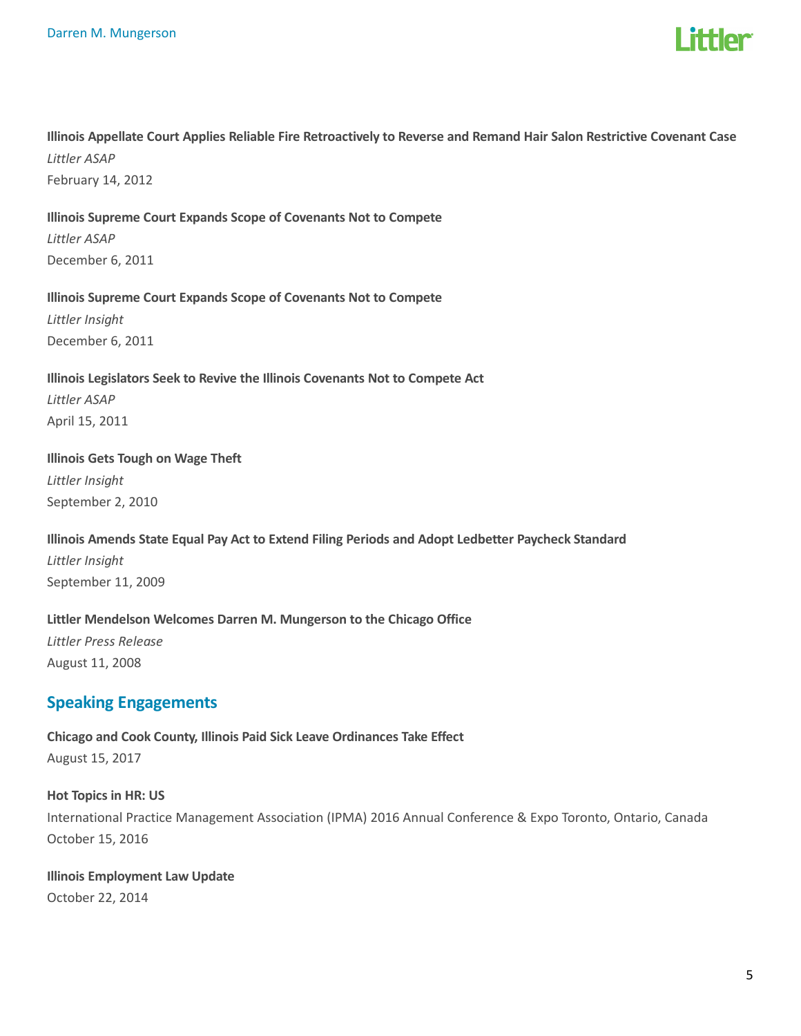**Illinois Appellate Court Applies Reliable Fire Retroactively to Reverse and Remand Hair Salon Restrictive Covenant Case**
*Littler ASAP*
February 14, 2012

**Illinois Supreme Court Expands Scope of Covenants Not to Compete**
*Littler ASAP*
December 6, 2011

**Illinois Supreme Court Expands Scope of Covenants Not to Compete**
*Littler Insight*
December 6, 2011

**Illinois Legislators Seek to Revive the Illinois Covenants Not to Compete Act**
*Littler ASAP*
April 15, 2011

**Illinois Gets Tough on Wage Theft**
*Littler Insight*
September 2, 2010

**Illinois Amends State Equal Pay Act to Extend Filing Periods and Adopt Ledbetter Paycheck Standard**
*Littler Insight*
September 11, 2009

**Littler Mendelson Welcomes Darren M. Mungerson to the Chicago Office**
*Littler Press Release*
August 11, 2008

## Speaking Engagements

**Chicago and Cook County, Illinois Paid Sick Leave Ordinances Take Effect**
August 15, 2017

**Hot Topics in HR: US**
International Practice Management Association (IPMA) 2016 Annual Conference & Expo Toronto, Ontario, Canada
October 15, 2016

**Illinois Employment Law Update**
October 22, 2014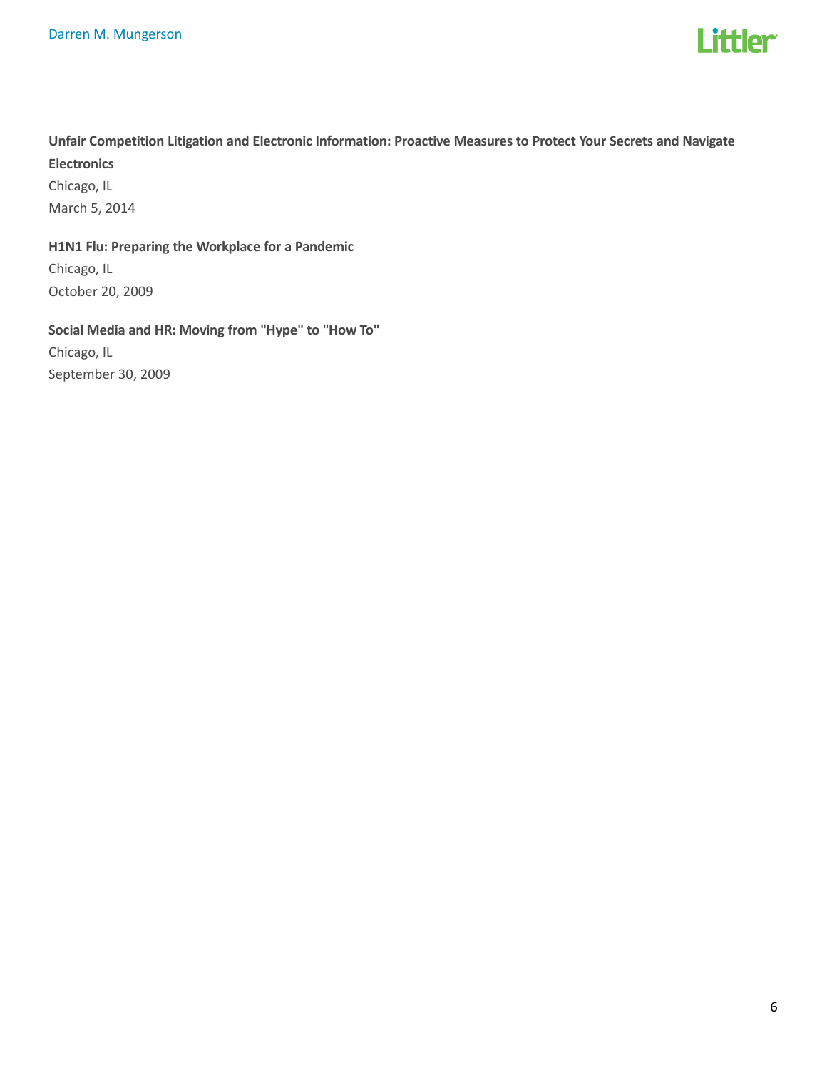**Unfair Competition Litigation and Electronic Information: Proactive Measures to Protect Your Secrets and Navigate Electronics**
Chicago, IL
March 5, 2014

**H1N1 Flu: Preparing the Workplace for a Pandemic**
Chicago, IL
October 20, 2009

**Social Media and HR: Moving from "Hype" to "How To"**
Chicago, IL
September 30, 2009